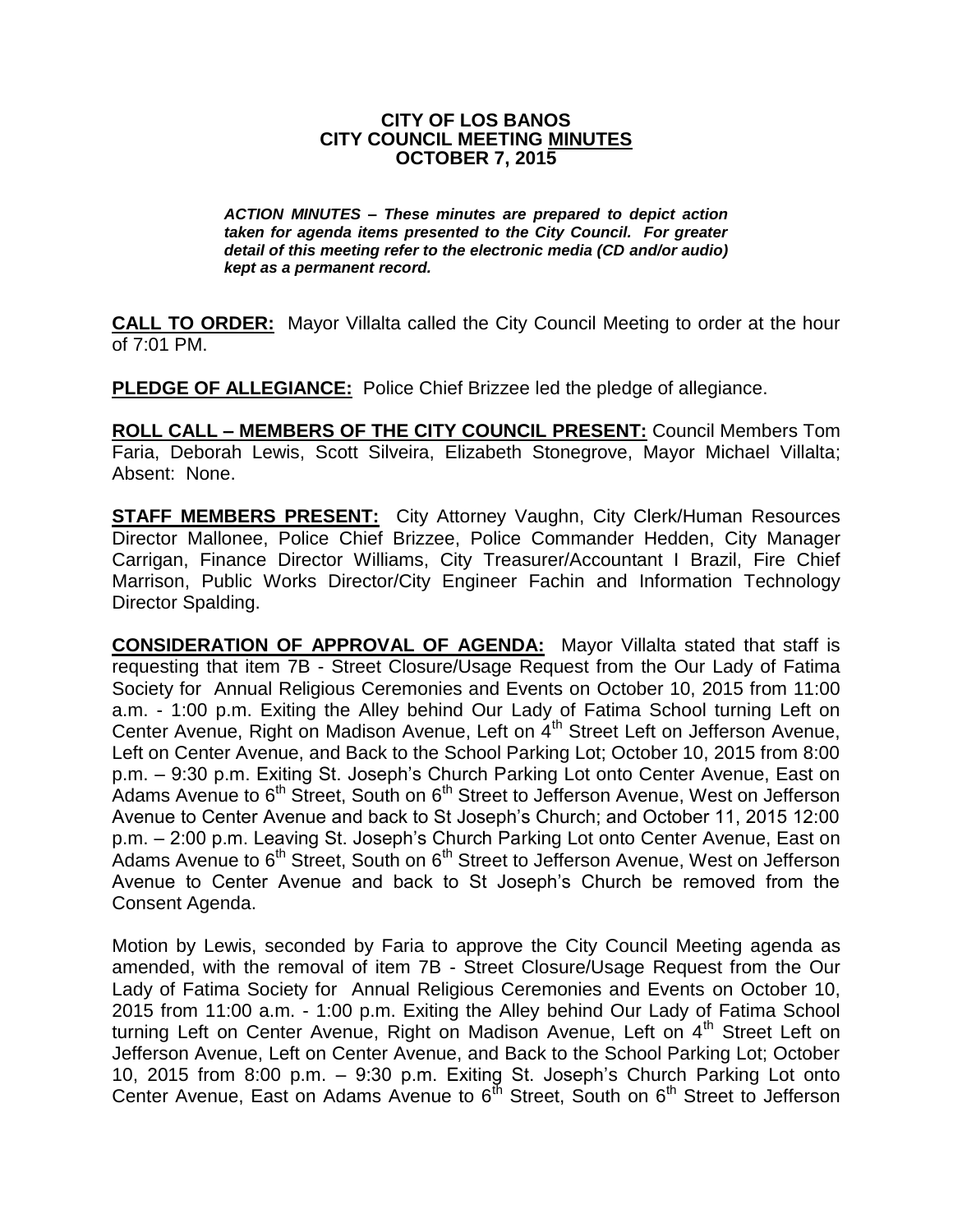**CITY OF LOS BANOS**
**CITY COUNCIL MEETING MINUTES**
**OCTOBER 7, 2015**

***ACTION MINUTES – These minutes are prepared to depict action taken for agenda items presented to the City Council. For greater detail of this meeting refer to the electronic media (CD and/or audio) kept as a permanent record.***

**CALL TO ORDER:** Mayor Villalta called the City Council Meeting to order at the hour of 7:01 PM.

**PLEDGE OF ALLEGIANCE:** Police Chief Brizzee led the pledge of allegiance.

**ROLL CALL – MEMBERS OF THE CITY COUNCIL PRESENT:** Council Members Tom Faria, Deborah Lewis, Scott Silveira, Elizabeth Stonegrove, Mayor Michael Villalta; Absent: None.

**STAFF MEMBERS PRESENT:** City Attorney Vaughn, City Clerk/Human Resources Director Mallonee, Police Chief Brizzee, Police Commander Hedden, City Manager Carrigan, Finance Director Williams, City Treasurer/Accountant I Brazil, Fire Chief Marrison, Public Works Director/City Engineer Fachin and Information Technology Director Spalding.

**CONSIDERATION OF APPROVAL OF AGENDA:** Mayor Villalta stated that staff is requesting that item 7B - Street Closure/Usage Request from the Our Lady of Fatima Society for Annual Religious Ceremonies and Events on October 10, 2015 from 11:00 a.m. - 1:00 p.m. Exiting the Alley behind Our Lady of Fatima School turning Left on Center Avenue, Right on Madison Avenue, Left on 4th Street Left on Jefferson Avenue, Left on Center Avenue, and Back to the School Parking Lot; October 10, 2015 from 8:00 p.m. – 9:30 p.m. Exiting St. Joseph's Church Parking Lot onto Center Avenue, East on Adams Avenue to 6th Street, South on 6th Street to Jefferson Avenue, West on Jefferson Avenue to Center Avenue and back to St Joseph's Church; and October 11, 2015 12:00 p.m. – 2:00 p.m. Leaving St. Joseph's Church Parking Lot onto Center Avenue, East on Adams Avenue to 6th Street, South on 6th Street to Jefferson Avenue, West on Jefferson Avenue to Center Avenue and back to St Joseph's Church be removed from the Consent Agenda.

Motion by Lewis, seconded by Faria to approve the City Council Meeting agenda as amended, with the removal of item 7B - Street Closure/Usage Request from the Our Lady of Fatima Society for Annual Religious Ceremonies and Events on October 10, 2015 from 11:00 a.m. - 1:00 p.m. Exiting the Alley behind Our Lady of Fatima School turning Left on Center Avenue, Right on Madison Avenue, Left on 4th Street Left on Jefferson Avenue, Left on Center Avenue, and Back to the School Parking Lot; October 10, 2015 from 8:00 p.m. – 9:30 p.m. Exiting St. Joseph's Church Parking Lot onto Center Avenue, East on Adams Avenue to 6th Street, South on 6th Street to Jefferson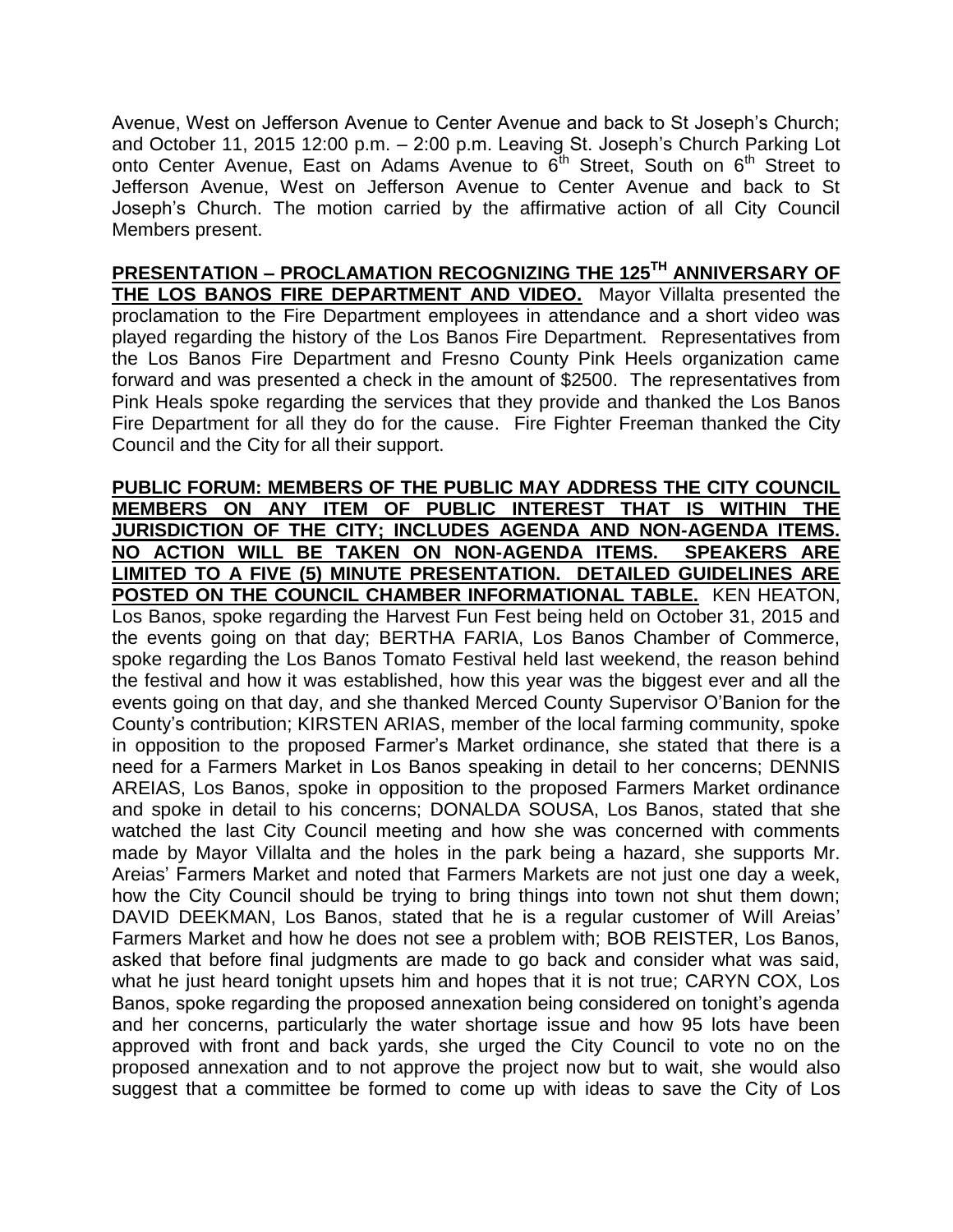Avenue, West on Jefferson Avenue to Center Avenue and back to St Joseph's Church; and October 11, 2015 12:00 p.m. – 2:00 p.m. Leaving St. Joseph's Church Parking Lot onto Center Avenue, East on Adams Avenue to 6th Street, South on 6th Street to Jefferson Avenue, West on Jefferson Avenue to Center Avenue and back to St Joseph's Church. The motion carried by the affirmative action of all City Council Members present.

**PRESENTATION – PROCLAMATION RECOGNIZING THE 125TH ANNIVERSARY OF THE LOS BANOS FIRE DEPARTMENT AND VIDEO.** Mayor Villalta presented the proclamation to the Fire Department employees in attendance and a short video was played regarding the history of the Los Banos Fire Department. Representatives from the Los Banos Fire Department and Fresno County Pink Heels organization came forward and was presented a check in the amount of $2500. The representatives from Pink Heals spoke regarding the services that they provide and thanked the Los Banos Fire Department for all they do for the cause. Fire Fighter Freeman thanked the City Council and the City for all their support.

**PUBLIC FORUM: MEMBERS OF THE PUBLIC MAY ADDRESS THE CITY COUNCIL MEMBERS ON ANY ITEM OF PUBLIC INTEREST THAT IS WITHIN THE JURISDICTION OF THE CITY; INCLUDES AGENDA AND NON-AGENDA ITEMS. NO ACTION WILL BE TAKEN ON NON-AGENDA ITEMS. SPEAKERS ARE LIMITED TO A FIVE (5) MINUTE PRESENTATION. DETAILED GUIDELINES ARE POSTED ON THE COUNCIL CHAMBER INFORMATIONAL TABLE.** KEN HEATON, Los Banos, spoke regarding the Harvest Fun Fest being held on October 31, 2015 and the events going on that day; BERTHA FARIA, Los Banos Chamber of Commerce, spoke regarding the Los Banos Tomato Festival held last weekend, the reason behind the festival and how it was established, how this year was the biggest ever and all the events going on that day, and she thanked Merced County Supervisor O'Banion for the County's contribution; KIRSTEN ARIAS, member of the local farming community, spoke in opposition to the proposed Farmer's Market ordinance, she stated that there is a need for a Farmers Market in Los Banos speaking in detail to her concerns; DENNIS AREIAS, Los Banos, spoke in opposition to the proposed Farmers Market ordinance and spoke in detail to his concerns; DONALDA SOUSA, Los Banos, stated that she watched the last City Council meeting and how she was concerned with comments made by Mayor Villalta and the holes in the park being a hazard, she supports Mr. Areias' Farmers Market and noted that Farmers Markets are not just one day a week, how the City Council should be trying to bring things into town not shut them down; DAVID DEEKMAN, Los Banos, stated that he is a regular customer of Will Areias' Farmers Market and how he does not see a problem with; BOB REISTER, Los Banos, asked that before final judgments are made to go back and consider what was said, what he just heard tonight upsets him and hopes that it is not true; CARYN COX, Los Banos, spoke regarding the proposed annexation being considered on tonight's agenda and her concerns, particularly the water shortage issue and how 95 lots have been approved with front and back yards, she urged the City Council to vote no on the proposed annexation and to not approve the project now but to wait, she would also suggest that a committee be formed to come up with ideas to save the City of Los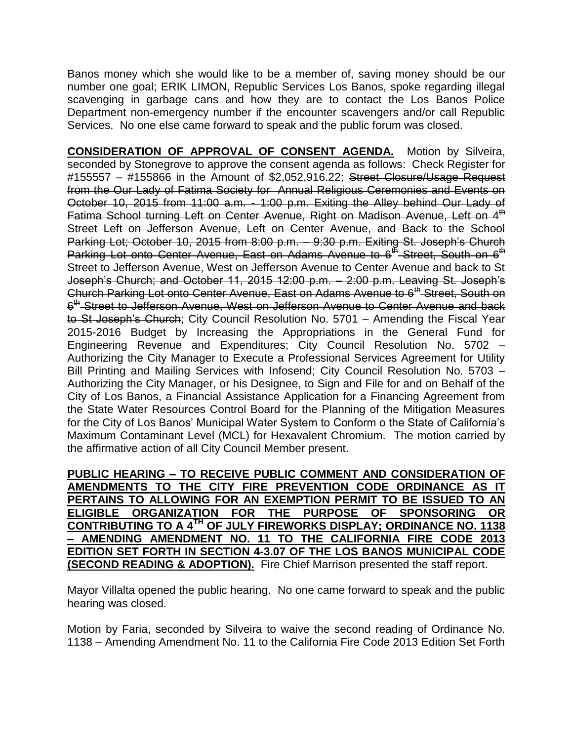Banos money which she would like to be a member of, saving money should be our number one goal; ERIK LIMON, Republic Services Los Banos, spoke regarding illegal scavenging in garbage cans and how they are to contact the Los Banos Police Department non-emergency number if the encounter scavengers and/or call Republic Services. No one else came forward to speak and the public forum was closed.

**CONSIDERATION OF APPROVAL OF CONSENT AGENDA.** Motion by Silveira, seconded by Stonegrove to approve the consent agenda as follows: Check Register for #155557 – #155866 in the Amount of $2,052,916.22; ~~Street Closure/Usage Request from the Our Lady of Fatima Society for Annual Religious Ceremonies and Events on October 10, 2015 from 11:00 a.m. - 1:00 p.m. Exiting the Alley behind Our Lady of Fatima School turning Left on Center Avenue, Right on Madison Avenue, Left on 4th Street Left on Jefferson Avenue, Left on Center Avenue, and Back to the School Parking Lot; October 10, 2015 from 8:00 p.m. – 9:30 p.m. Exiting St. Joseph's Church Parking Lot onto Center Avenue, East on Adams Avenue to 6th Street, South on 6th Street to Jefferson Avenue, West on Jefferson Avenue to Center Avenue and back to St Joseph's Church; and October 11, 2015 12:00 p.m. – 2:00 p.m. Leaving St. Joseph's Church Parking Lot onto Center Avenue, East on Adams Avenue to 6th Street, South on 6th Street to Jefferson Avenue, West on Jefferson Avenue to Center Avenue and back to St Joseph's Church~~; City Council Resolution No. 5701 – Amending the Fiscal Year 2015-2016 Budget by Increasing the Appropriations in the General Fund for Engineering Revenue and Expenditures; City Council Resolution No. 5702 – Authorizing the City Manager to Execute a Professional Services Agreement for Utility Bill Printing and Mailing Services with Infosend; City Council Resolution No. 5703 – Authorizing the City Manager, or his Designee, to Sign and File for and on Behalf of the City of Los Banos, a Financial Assistance Application for a Financing Agreement from the State Water Resources Control Board for the Planning of the Mitigation Measures for the City of Los Banos' Municipal Water System to Conform o the State of California's Maximum Contaminant Level (MCL) for Hexavalent Chromium. The motion carried by the affirmative action of all City Council Member present.

**PUBLIC HEARING – TO RECEIVE PUBLIC COMMENT AND CONSIDERATION OF AMENDMENTS TO THE CITY FIRE PREVENTION CODE ORDINANCE AS IT PERTAINS TO ALLOWING FOR AN EXEMPTION PERMIT TO BE ISSUED TO AN ELIGIBLE ORGANIZATION FOR THE PURPOSE OF SPONSORING OR CONTRIBUTING TO A 4TH OF JULY FIREWORKS DISPLAY; ORDINANCE NO. 1138 – AMENDING AMENDMENT NO. 11 TO THE CALIFORNIA FIRE CODE 2013 EDITION SET FORTH IN SECTION 4-3.07 OF THE LOS BANOS MUNICIPAL CODE (SECOND READING & ADOPTION).** Fire Chief Marrison presented the staff report.

Mayor Villalta opened the public hearing. No one came forward to speak and the public hearing was closed.

Motion by Faria, seconded by Silveira to waive the second reading of Ordinance No. 1138 – Amending Amendment No. 11 to the California Fire Code 2013 Edition Set Forth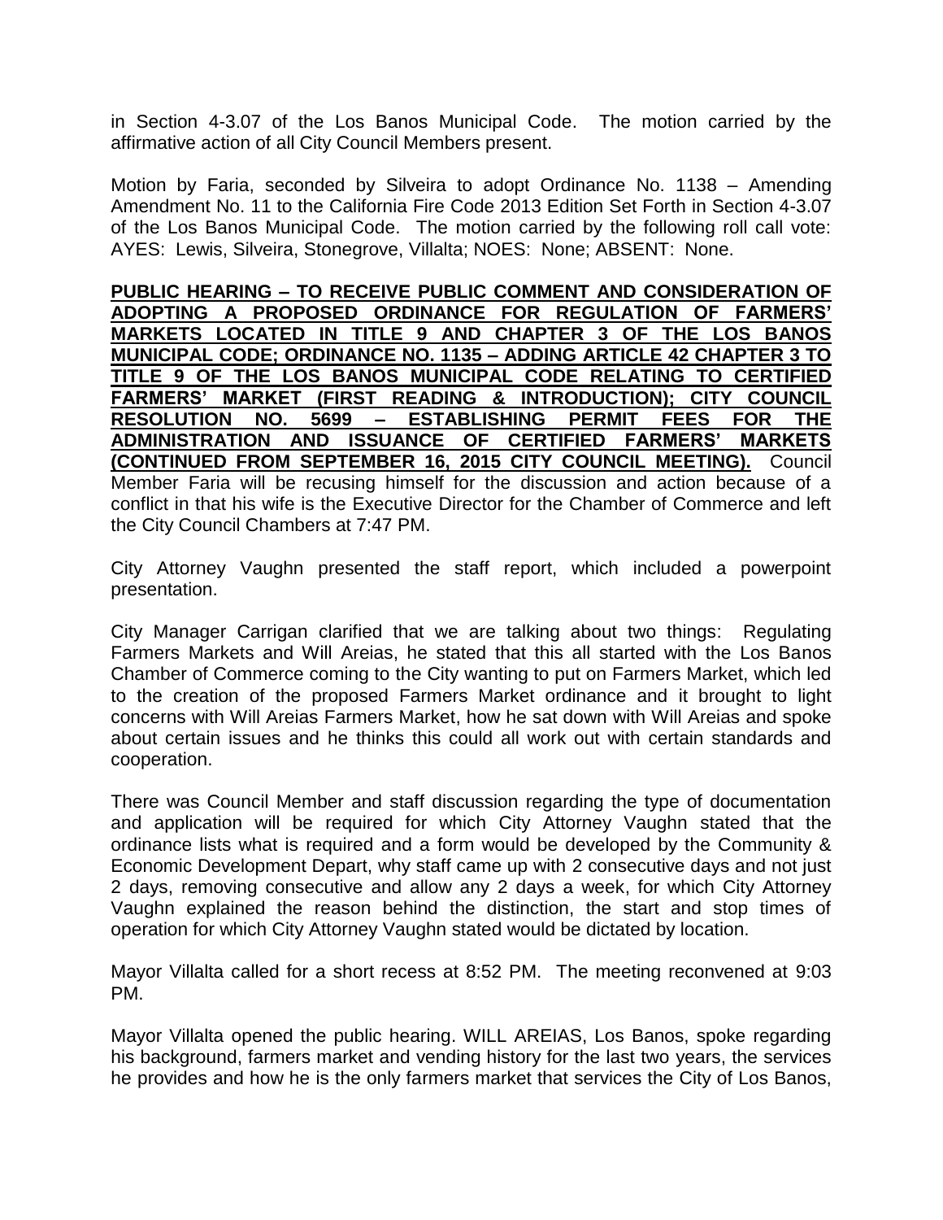in Section 4-3.07 of the Los Banos Municipal Code. The motion carried by the affirmative action of all City Council Members present.

Motion by Faria, seconded by Silveira to adopt Ordinance No. 1138 – Amending Amendment No. 11 to the California Fire Code 2013 Edition Set Forth in Section 4-3.07 of the Los Banos Municipal Code. The motion carried by the following roll call vote: AYES: Lewis, Silveira, Stonegrove, Villalta; NOES: None; ABSENT: None.

**PUBLIC HEARING – TO RECEIVE PUBLIC COMMENT AND CONSIDERATION OF ADOPTING A PROPOSED ORDINANCE FOR REGULATION OF FARMERS' MARKETS LOCATED IN TITLE 9 AND CHAPTER 3 OF THE LOS BANOS MUNICIPAL CODE; ORDINANCE NO. 1135 – ADDING ARTICLE 42 CHAPTER 3 TO TITLE 9 OF THE LOS BANOS MUNICIPAL CODE RELATING TO CERTIFIED FARMERS' MARKET (FIRST READING & INTRODUCTION); CITY COUNCIL RESOLUTION NO. 5699 – ESTABLISHING PERMIT FEES FOR THE ADMINISTRATION AND ISSUANCE OF CERTIFIED FARMERS' MARKETS (CONTINUED FROM SEPTEMBER 16, 2015 CITY COUNCIL MEETING).** Council Member Faria will be recusing himself for the discussion and action because of a conflict in that his wife is the Executive Director for the Chamber of Commerce and left the City Council Chambers at 7:47 PM.

City Attorney Vaughn presented the staff report, which included a powerpoint presentation.

City Manager Carrigan clarified that we are talking about two things: Regulating Farmers Markets and Will Areias, he stated that this all started with the Los Banos Chamber of Commerce coming to the City wanting to put on Farmers Market, which led to the creation of the proposed Farmers Market ordinance and it brought to light concerns with Will Areias Farmers Market, how he sat down with Will Areias and spoke about certain issues and he thinks this could all work out with certain standards and cooperation.

There was Council Member and staff discussion regarding the type of documentation and application will be required for which City Attorney Vaughn stated that the ordinance lists what is required and a form would be developed by the Community & Economic Development Depart, why staff came up with 2 consecutive days and not just 2 days, removing consecutive and allow any 2 days a week, for which City Attorney Vaughn explained the reason behind the distinction, the start and stop times of operation for which City Attorney Vaughn stated would be dictated by location.

Mayor Villalta called for a short recess at 8:52 PM. The meeting reconvened at 9:03 PM.

Mayor Villalta opened the public hearing. WILL AREIAS, Los Banos, spoke regarding his background, farmers market and vending history for the last two years, the services he provides and how he is the only farmers market that services the City of Los Banos,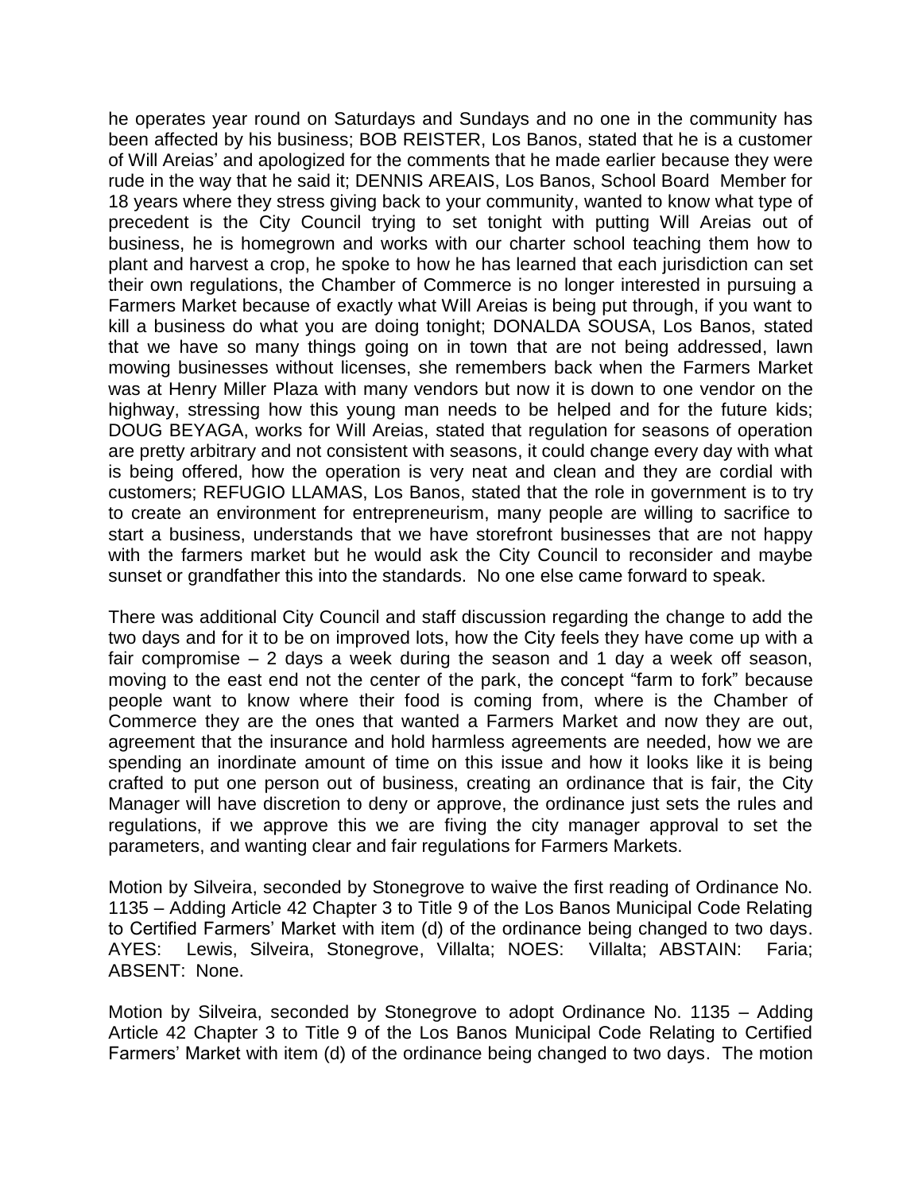he operates year round on Saturdays and Sundays and no one in the community has been affected by his business; BOB REISTER, Los Banos, stated that he is a customer of Will Areias' and apologized for the comments that he made earlier because they were rude in the way that he said it; DENNIS AREAIS, Los Banos, School Board Member for 18 years where they stress giving back to your community, wanted to know what type of precedent is the City Council trying to set tonight with putting Will Areias out of business, he is homegrown and works with our charter school teaching them how to plant and harvest a crop, he spoke to how he has learned that each jurisdiction can set their own regulations, the Chamber of Commerce is no longer interested in pursuing a Farmers Market because of exactly what Will Areias is being put through, if you want to kill a business do what you are doing tonight; DONALDA SOUSA, Los Banos, stated that we have so many things going on in town that are not being addressed, lawn mowing businesses without licenses, she remembers back when the Farmers Market was at Henry Miller Plaza with many vendors but now it is down to one vendor on the highway, stressing how this young man needs to be helped and for the future kids; DOUG BEYAGA, works for Will Areias, stated that regulation for seasons of operation are pretty arbitrary and not consistent with seasons, it could change every day with what is being offered, how the operation is very neat and clean and they are cordial with customers; REFUGIO LLAMAS, Los Banos, stated that the role in government is to try to create an environment for entrepreneurism, many people are willing to sacrifice to start a business, understands that we have storefront businesses that are not happy with the farmers market but he would ask the City Council to reconsider and maybe sunset or grandfather this into the standards. No one else came forward to speak.

There was additional City Council and staff discussion regarding the change to add the two days and for it to be on improved lots, how the City feels they have come up with a fair compromise – 2 days a week during the season and 1 day a week off season, moving to the east end not the center of the park, the concept "farm to fork" because people want to know where their food is coming from, where is the Chamber of Commerce they are the ones that wanted a Farmers Market and now they are out, agreement that the insurance and hold harmless agreements are needed, how we are spending an inordinate amount of time on this issue and how it looks like it is being crafted to put one person out of business, creating an ordinance that is fair, the City Manager will have discretion to deny or approve, the ordinance just sets the rules and regulations, if we approve this we are fiving the city manager approval to set the parameters, and wanting clear and fair regulations for Farmers Markets.

Motion by Silveira, seconded by Stonegrove to waive the first reading of Ordinance No. 1135 – Adding Article 42 Chapter 3 to Title 9 of the Los Banos Municipal Code Relating to Certified Farmers' Market with item (d) of the ordinance being changed to two days. AYES: Lewis, Silveira, Stonegrove, Villalta; NOES: Villalta; ABSTAIN: Faria; ABSENT: None.

Motion by Silveira, seconded by Stonegrove to adopt Ordinance No. 1135 – Adding Article 42 Chapter 3 to Title 9 of the Los Banos Municipal Code Relating to Certified Farmers' Market with item (d) of the ordinance being changed to two days. The motion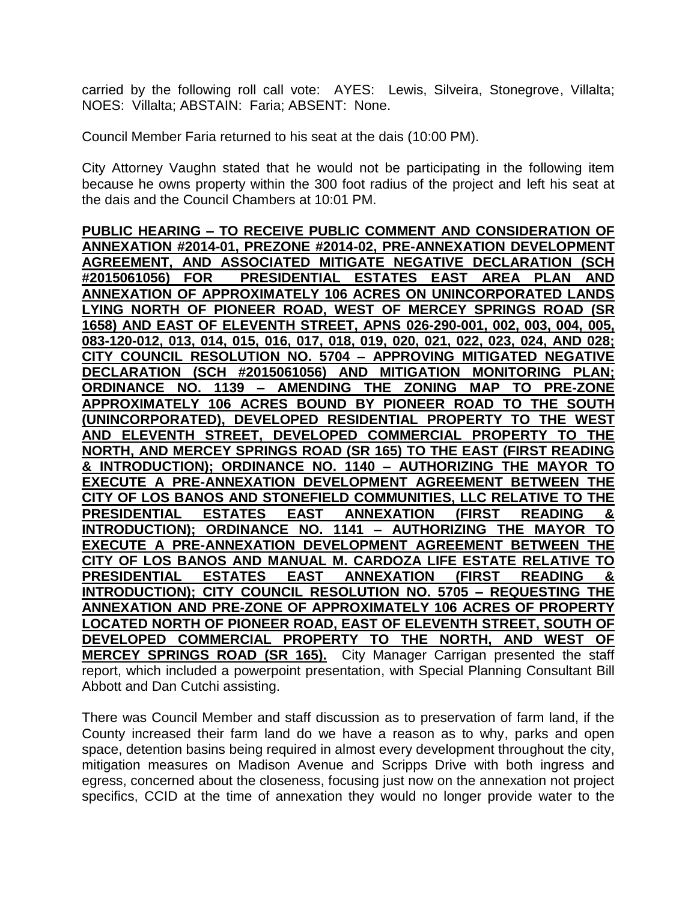carried by the following roll call vote: AYES: Lewis, Silveira, Stonegrove, Villalta; NOES: Villalta; ABSTAIN: Faria; ABSENT: None.

Council Member Faria returned to his seat at the dais (10:00 PM).

City Attorney Vaughn stated that he would not be participating in the following item because he owns property within the 300 foot radius of the project and left his seat at the dais and the Council Chambers at 10:01 PM.

**PUBLIC HEARING – TO RECEIVE PUBLIC COMMENT AND CONSIDERATION OF ANNEXATION #2014-01, PREZONE #2014-02, PRE-ANNEXATION DEVELOPMENT AGREEMENT, AND ASSOCIATED MITIGATE NEGATIVE DECLARATION (SCH #2015061056) FOR PRESIDENTIAL ESTATES EAST AREA PLAN AND ANNEXATION OF APPROXIMATELY 106 ACRES ON UNINCORPORATED LANDS LYING NORTH OF PIONEER ROAD, WEST OF MERCEY SPRINGS ROAD (SR 1658) AND EAST OF ELEVENTH STREET, APNS 026-290-001, 002, 003, 004, 005, 083-120-012, 013, 014, 015, 016, 017, 018, 019, 020, 021, 022, 023, 024, AND 028; CITY COUNCIL RESOLUTION NO. 5704 – APPROVING MITIGATED NEGATIVE DECLARATION (SCH #2015061056) AND MITIGATION MONITORING PLAN; ORDINANCE NO. 1139 – AMENDING THE ZONING MAP TO PRE-ZONE APPROXIMATELY 106 ACRES BOUND BY PIONEER ROAD TO THE SOUTH (UNINCORPORATED), DEVELOPED RESIDENTIAL PROPERTY TO THE WEST AND ELEVENTH STREET, DEVELOPED COMMERCIAL PROPERTY TO THE NORTH, AND MERCEY SPRINGS ROAD (SR 165) TO THE EAST (FIRST READING & INTRODUCTION); ORDINANCE NO. 1140 – AUTHORIZING THE MAYOR TO EXECUTE A PRE-ANNEXATION DEVELOPMENT AGREEMENT BETWEEN THE CITY OF LOS BANOS AND STONEFIELD COMMUNITIES, LLC RELATIVE TO THE PRESIDENTIAL ESTATES EAST ANNEXATION (FIRST READING & INTRODUCTION); ORDINANCE NO. 1141 – AUTHORIZING THE MAYOR TO EXECUTE A PRE-ANNEXATION DEVELOPMENT AGREEMENT BETWEEN THE CITY OF LOS BANOS AND MANUAL M. CARDOZA LIFE ESTATE RELATIVE TO PRESIDENTIAL ESTATES EAST ANNEXATION (FIRST READING & INTRODUCTION); CITY COUNCIL RESOLUTION NO. 5705 – REQUESTING THE ANNEXATION AND PRE-ZONE OF APPROXIMATELY 106 ACRES OF PROPERTY LOCATED NORTH OF PIONEER ROAD, EAST OF ELEVENTH STREET, SOUTH OF DEVELOPED COMMERCIAL PROPERTY TO THE NORTH, AND WEST OF MERCEY SPRINGS ROAD (SR 165).** City Manager Carrigan presented the staff report, which included a powerpoint presentation, with Special Planning Consultant Bill Abbott and Dan Cutchi assisting.

There was Council Member and staff discussion as to preservation of farm land, if the County increased their farm land do we have a reason as to why, parks and open space, detention basins being required in almost every development throughout the city, mitigation measures on Madison Avenue and Scripps Drive with both ingress and egress, concerned about the closeness, focusing just now on the annexation not project specifics, CCID at the time of annexation they would no longer provide water to the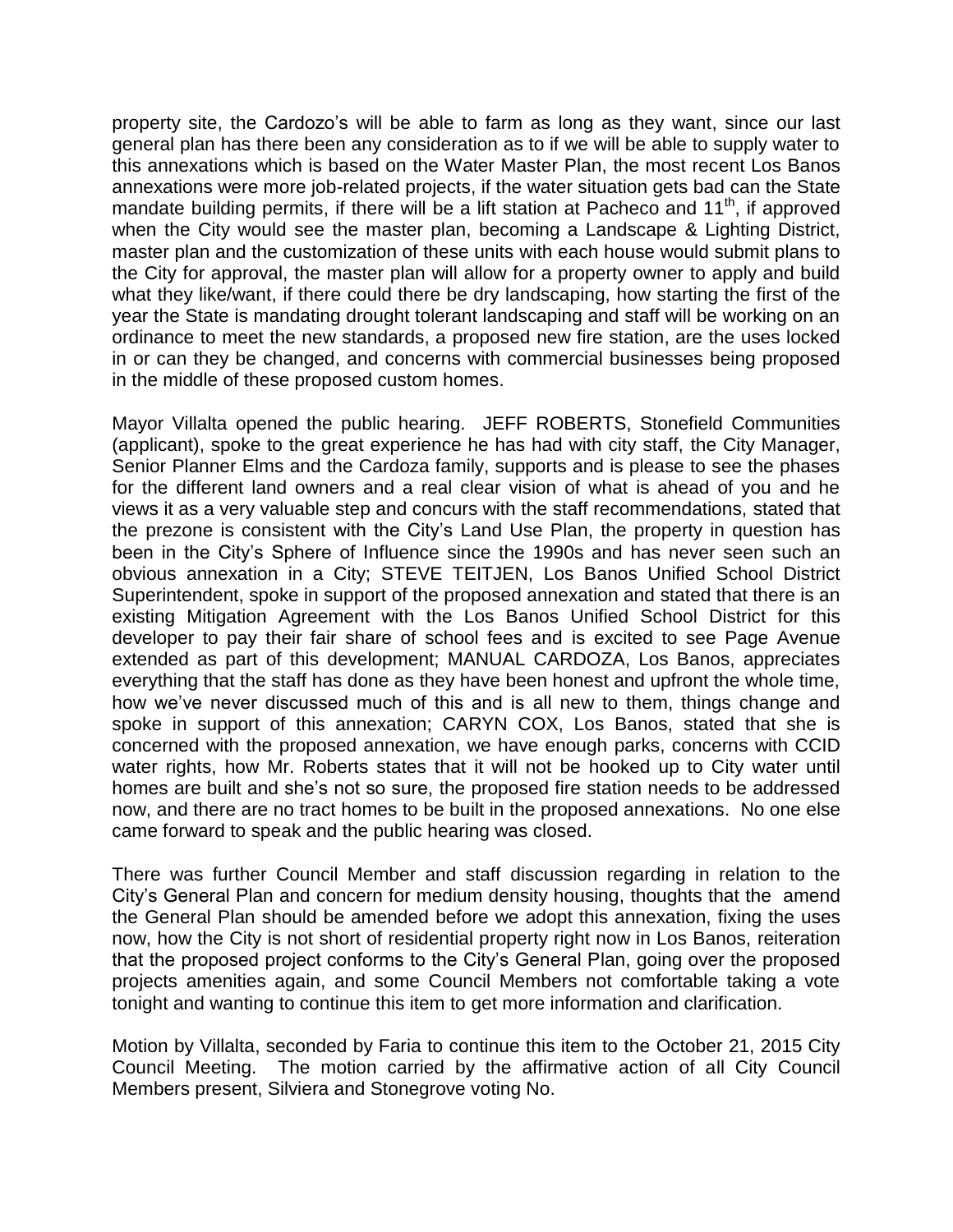property site, the Cardozo's will be able to farm as long as they want, since our last general plan has there been any consideration as to if we will be able to supply water to this annexations which is based on the Water Master Plan, the most recent Los Banos annexations were more job-related projects, if the water situation gets bad can the State mandate building permits, if there will be a lift station at Pacheco and 11th, if approved when the City would see the master plan, becoming a Landscape & Lighting District, master plan and the customization of these units with each house would submit plans to the City for approval, the master plan will allow for a property owner to apply and build what they like/want, if there could there be dry landscaping, how starting the first of the year the State is mandating drought tolerant landscaping and staff will be working on an ordinance to meet the new standards, a proposed new fire station, are the uses locked in or can they be changed, and concerns with commercial businesses being proposed in the middle of these proposed custom homes.

Mayor Villalta opened the public hearing. JEFF ROBERTS, Stonefield Communities (applicant), spoke to the great experience he has had with city staff, the City Manager, Senior Planner Elms and the Cardoza family, supports and is please to see the phases for the different land owners and a real clear vision of what is ahead of you and he views it as a very valuable step and concurs with the staff recommendations, stated that the prezone is consistent with the City's Land Use Plan, the property in question has been in the City's Sphere of Influence since the 1990s and has never seen such an obvious annexation in a City; STEVE TEITJEN, Los Banos Unified School District Superintendent, spoke in support of the proposed annexation and stated that there is an existing Mitigation Agreement with the Los Banos Unified School District for this developer to pay their fair share of school fees and is excited to see Page Avenue extended as part of this development; MANUAL CARDOZA, Los Banos, appreciates everything that the staff has done as they have been honest and upfront the whole time, how we've never discussed much of this and is all new to them, things change and spoke in support of this annexation; CARYN COX, Los Banos, stated that she is concerned with the proposed annexation, we have enough parks, concerns with CCID water rights, how Mr. Roberts states that it will not be hooked up to City water until homes are built and she's not so sure, the proposed fire station needs to be addressed now, and there are no tract homes to be built in the proposed annexations. No one else came forward to speak and the public hearing was closed.

There was further Council Member and staff discussion regarding in relation to the City's General Plan and concern for medium density housing, thoughts that the amend the General Plan should be amended before we adopt this annexation, fixing the uses now, how the City is not short of residential property right now in Los Banos, reiteration that the proposed project conforms to the City's General Plan, going over the proposed projects amenities again, and some Council Members not comfortable taking a vote tonight and wanting to continue this item to get more information and clarification.

Motion by Villalta, seconded by Faria to continue this item to the October 21, 2015 City Council Meeting. The motion carried by the affirmative action of all City Council Members present, Silviera and Stonegrove voting No.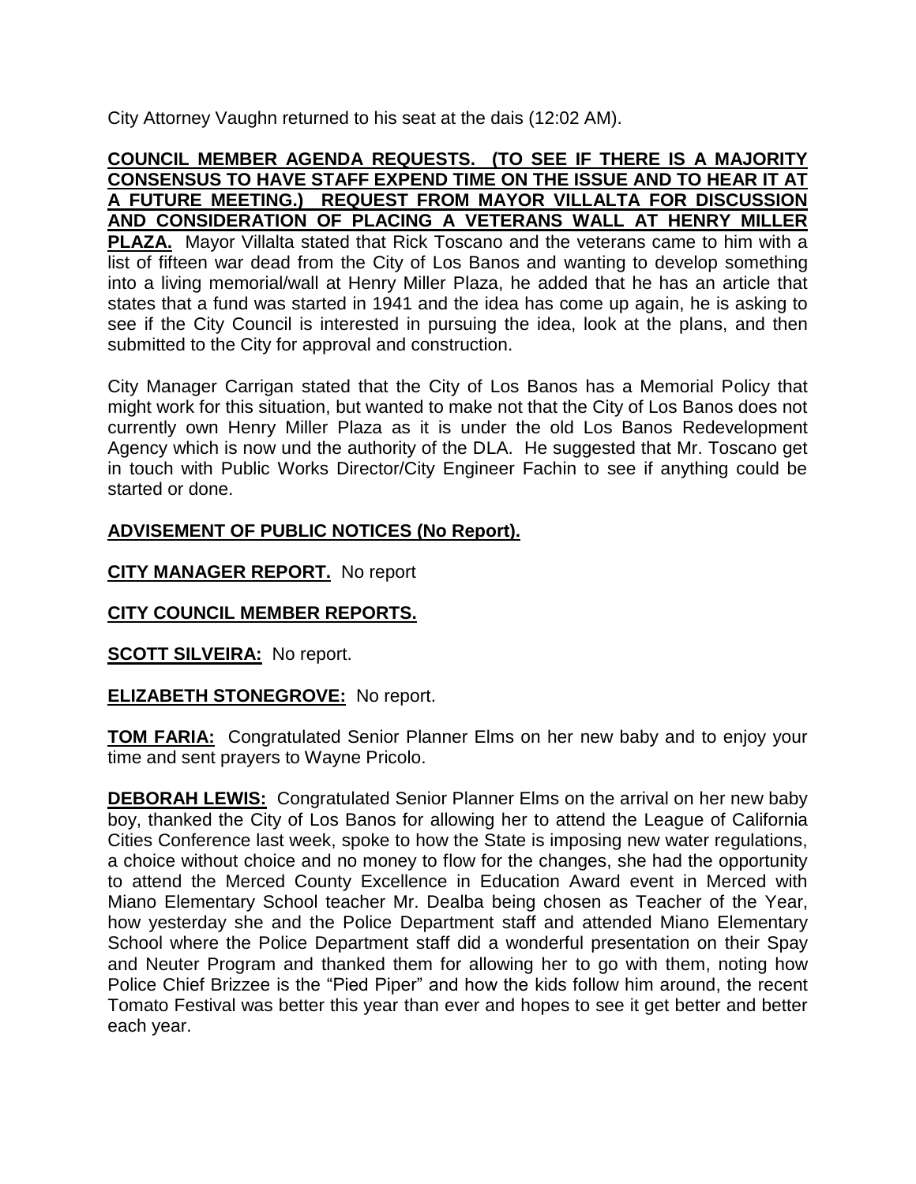City Attorney Vaughn returned to his seat at the dais (12:02 AM).

**COUNCIL MEMBER AGENDA REQUESTS. (TO SEE IF THERE IS A MAJORITY CONSENSUS TO HAVE STAFF EXPEND TIME ON THE ISSUE AND TO HEAR IT AT A FUTURE MEETING.) REQUEST FROM MAYOR VILLALTA FOR DISCUSSION AND CONSIDERATION OF PLACING A VETERANS WALL AT HENRY MILLER PLAZA.** Mayor Villalta stated that Rick Toscano and the veterans came to him with a list of fifteen war dead from the City of Los Banos and wanting to develop something into a living memorial/wall at Henry Miller Plaza, he added that he has an article that states that a fund was started in 1941 and the idea has come up again, he is asking to see if the City Council is interested in pursuing the idea, look at the plans, and then submitted to the City for approval and construction.

City Manager Carrigan stated that the City of Los Banos has a Memorial Policy that might work for this situation, but wanted to make not that the City of Los Banos does not currently own Henry Miller Plaza as it is under the old Los Banos Redevelopment Agency which is now und the authority of the DLA. He suggested that Mr. Toscano get in touch with Public Works Director/City Engineer Fachin to see if anything could be started or done.

**ADVISEMENT OF PUBLIC NOTICES (No Report).**

**CITY MANAGER REPORT.** No report

**CITY COUNCIL MEMBER REPORTS.**

**SCOTT SILVEIRA:** No report.

**ELIZABETH STONEGROVE:** No report.

**TOM FARIA:** Congratulated Senior Planner Elms on her new baby and to enjoy your time and sent prayers to Wayne Pricolo.

**DEBORAH LEWIS:** Congratulated Senior Planner Elms on the arrival on her new baby boy, thanked the City of Los Banos for allowing her to attend the League of California Cities Conference last week, spoke to how the State is imposing new water regulations, a choice without choice and no money to flow for the changes, she had the opportunity to attend the Merced County Excellence in Education Award event in Merced with Miano Elementary School teacher Mr. Dealba being chosen as Teacher of the Year, how yesterday she and the Police Department staff and attended Miano Elementary School where the Police Department staff did a wonderful presentation on their Spay and Neuter Program and thanked them for allowing her to go with them, noting how Police Chief Brizzee is the "Pied Piper" and how the kids follow him around, the recent Tomato Festival was better this year than ever and hopes to see it get better and better each year.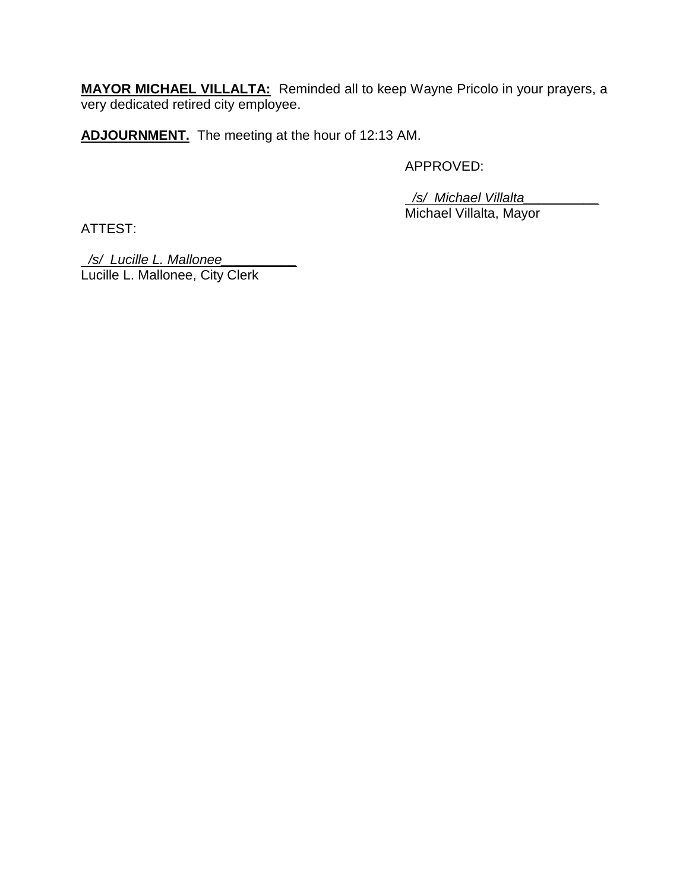**MAYOR MICHAEL VILLALTA:** Reminded all to keep Wayne Pricolo in your prayers, a very dedicated retired city employee.

**ADJOURNMENT.** The meeting at the hour of 12:13 AM.

APPROVED:

*/s/ Michael Villalta*
Michael Villalta, Mayor

ATTEST:

*/s/ Lucille L. Mallonee*
Lucille L. Mallonee, City Clerk